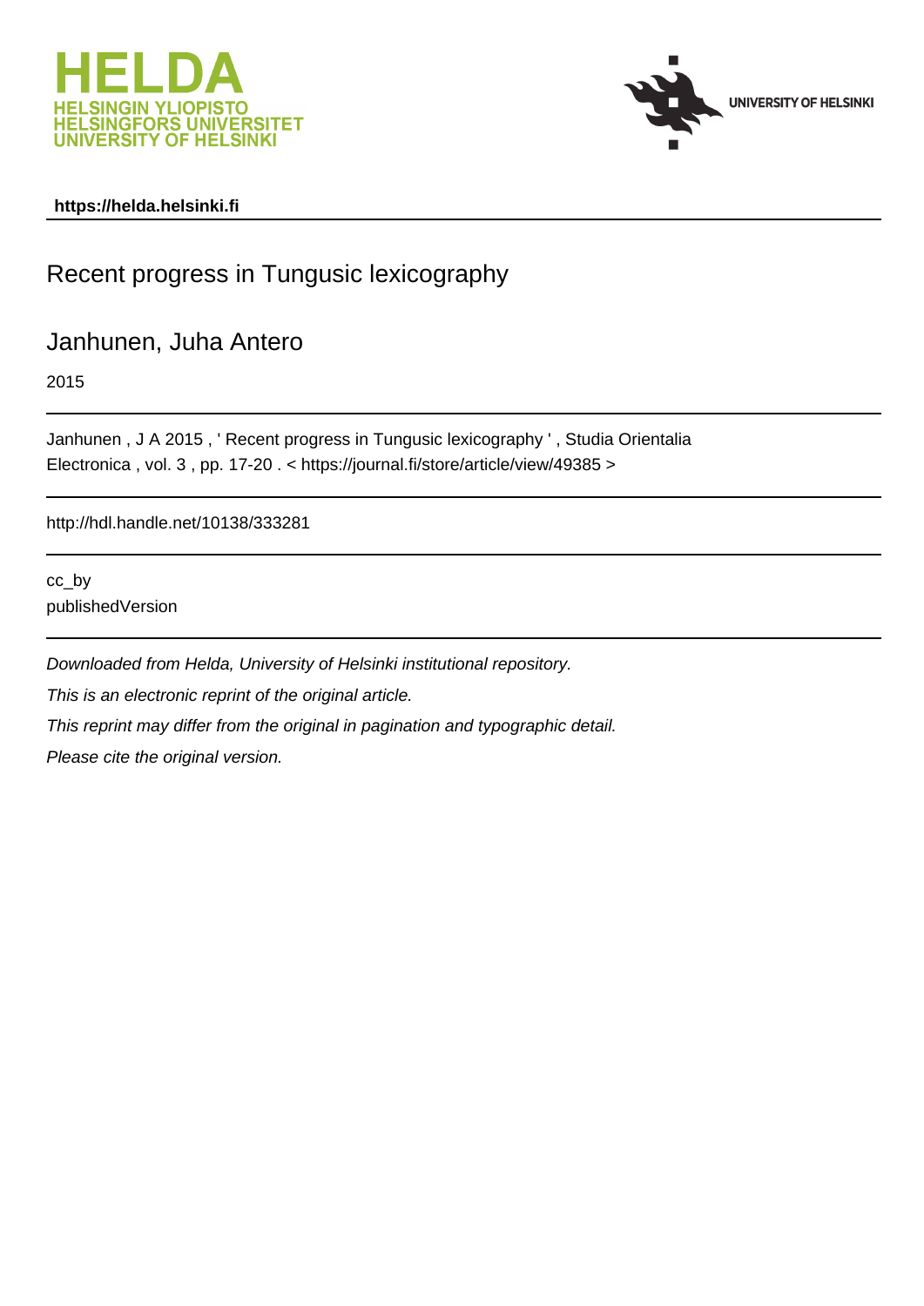**https://helda.helsinki.fi**

# Recent progress in Tungusic lexicography

## Janhunen, Juha Antero

2015

---

Janhunen , J A 2015 , ' Recent progress in Tungusic lexicography ' , Studia Orientalia Electronica , vol. 3 , pp. 17-20 . < https://journal.fi/store/article/view/49385 >

---

http://hdl.handle.net/10138/333281

---

cc_by
publishedVersion

---

*Downloaded from Helda, University of Helsinki institutional repository.*

*This is an electronic reprint of the original article.*

*This reprint may differ from the original in pagination and typographic detail.*

*Please cite the original version.*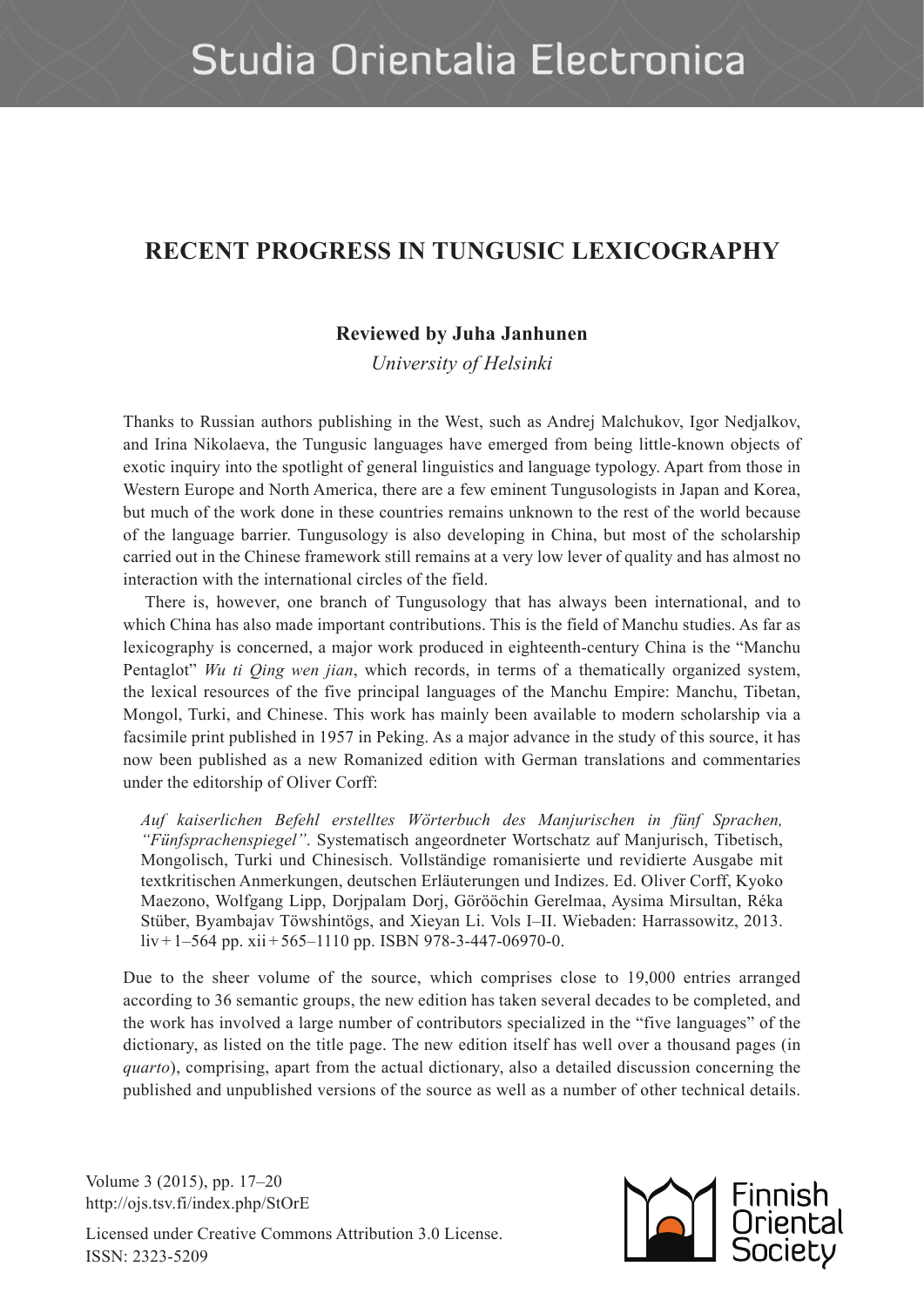# RECENT PROGRESS IN TUNGUSIC LEXICOGRAPHY

**Reviewed by Juha Janhunen**

*University of Helsinki*

Thanks to Russian authors publishing in the West, such as Andrej Malchukov, Igor Nedjalkov, and Irina Nikolaeva, the Tungusic languages have emerged from being little-known objects of exotic inquiry into the spotlight of general linguistics and language typology. Apart from those in Western Europe and North America, there are a few eminent Tungusologists in Japan and Korea, but much of the work done in these countries remains unknown to the rest of the world because of the language barrier. Tungusology is also developing in China, but most of the scholarship carried out in the Chinese framework still remains at a very low lever of quality and has almost no interaction with the international circles of the field.

There is, however, one branch of Tungusology that has always been international, and to which China has also made important contributions. This is the field of Manchu studies. As far as lexicography is concerned, a major work produced in eighteenth-century China is the "Manchu Pentaglot" *Wu ti Qing wen jian*, which records, in terms of a thematically organized system, the lexical resources of the five principal languages of the Manchu Empire: Manchu, Tibetan, Mongol, Turki, and Chinese. This work has mainly been available to modern scholarship via a facsimile print published in 1957 in Peking. As a major advance in the study of this source, it has now been published as a new Romanized edition with German translations and commentaries under the editorship of Oliver Corff:

> *Auf kaiserlichen Befehl erstelltes Wörterbuch des Manjurischen in fünf Sprachen, "Fünfsprachenspiegel"*. Systematisch angeordneter Wortschatz auf Manjurisch, Tibetisch, Mongolisch, Turki und Chinesisch. Vollständige romanisierte und revidierte Ausgabe mit textkritischen Anmerkungen, deutschen Erläuterungen und Indizes. Ed. Oliver Corff, Kyoko Maezono, Wolfgang Lipp, Dorjpalam Dorj, Görööchin Gerelmaa, Aysima Mirsultan, Réka Stüber, Byambajav Töwshintögs, and Xieyan Li. Vols I–II. Wiebaden: Harrassowitz, 2013. liv + 1–564 pp. xii + 565–1110 pp. ISBN 978-3-447-06970-0.

Due to the sheer volume of the source, which comprises close to 19,000 entries arranged according to 36 semantic groups, the new edition has taken several decades to be completed, and the work has involved a large number of contributors specialized in the "five languages" of the dictionary, as listed on the title page. The new edition itself has well over a thousand pages (in *quarto*), comprising, apart from the actual dictionary, also a detailed discussion concerning the published and unpublished versions of the source as well as a number of other technical details.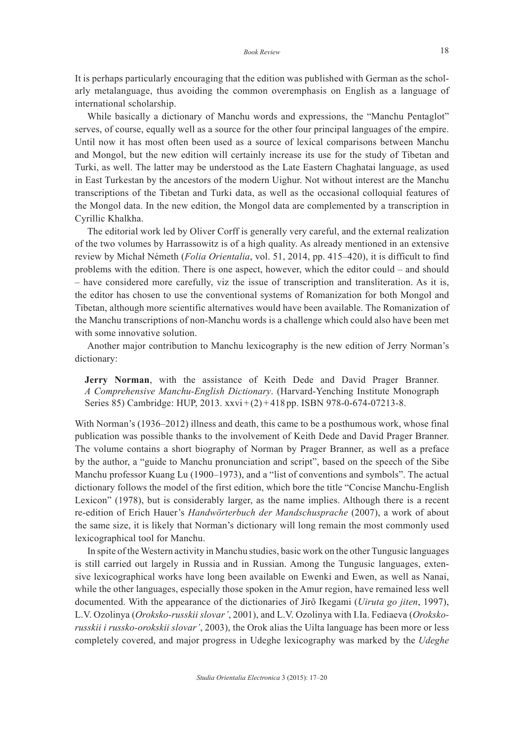It is perhaps particularly encouraging that the edition was published with German as the scholarly metalanguage, thus avoiding the common overemphasis on English as a language of international scholarship.

While basically a dictionary of Manchu words and expressions, the "Manchu Pentaglot" serves, of course, equally well as a source for the other four principal languages of the empire. Until now it has most often been used as a source of lexical comparisons between Manchu and Mongol, but the new edition will certainly increase its use for the study of Tibetan and Turki, as well. The latter may be understood as the Late Eastern Chaghatai language, as used in East Turkestan by the ancestors of the modern Uighur. Not without interest are the Manchu transcriptions of the Tibetan and Turki data, as well as the occasional colloquial features of the Mongol data. In the new edition, the Mongol data are complemented by a transcription in Cyrillic Khalkha.

The editorial work led by Oliver Corff is generally very careful, and the external realization of the two volumes by Harrassowitz is of a high quality. As already mentioned in an extensive review by Michał Németh (*Folia Orientalia*, vol. 51, 2014, pp. 415–420), it is difficult to find problems with the edition. There is one aspect, however, which the editor could – and should – have considered more carefully, viz the issue of transcription and transliteration. As it is, the editor has chosen to use the conventional systems of Romanization for both Mongol and Tibetan, although more scientific alternatives would have been available. The Romanization of the Manchu transcriptions of non-Manchu words is a challenge which could also have been met with some innovative solution.

Another major contribution to Manchu lexicography is the new edition of Jerry Norman's dictionary:

> **Jerry Norman**, with the assistance of Keith Dede and David Prager Branner. *A Comprehensive Manchu-English Dictionary*. (Harvard-Yenching Institute Monograph Series 85) Cambridge: HUP, 2013. xxvi + (2) + 418 pp. ISBN 978-0-674-07213-8.

With Norman's (1936–2012) illness and death, this came to be a posthumous work, whose final publication was possible thanks to the involvement of Keith Dede and David Prager Branner. The volume contains a short biography of Norman by Prager Branner, as well as a preface by the author, a "guide to Manchu pronunciation and script", based on the speech of the Sibe Manchu professor Kuang Lu (1900–1973), and a "list of conventions and symbols". The actual dictionary follows the model of the first edition, which bore the title "Concise Manchu-English Lexicon" (1978), but is considerably larger, as the name implies. Although there is a recent re-edition of Erich Hauer's *Handwörterbuch der Mandschusprache* (2007), a work of about the same size, it is likely that Norman's dictionary will long remain the most commonly used lexicographical tool for Manchu.

In spite of the Western activity in Manchu studies, basic work on the other Tungusic languages is still carried out largely in Russia and in Russian. Among the Tungusic languages, extensive lexicographical works have long been available on Ewenki and Ewen, as well as Nanai, while the other languages, especially those spoken in the Amur region, have remained less well documented. With the appearance of the dictionaries of Jirô Ikegami (*Uiruta go jiten*, 1997), L.V. Ozolinya (*Oroksko-russkii slovar'*, 2001), and L.V. Ozolinya with I.Ia. Fediaeva (*Oroksko-russkii i russko-orokskii slovar'*, 2003), the Orok alias the Uilta language has been more or less completely covered, and major progress in Udeghe lexicography was marked by the *Udeghe*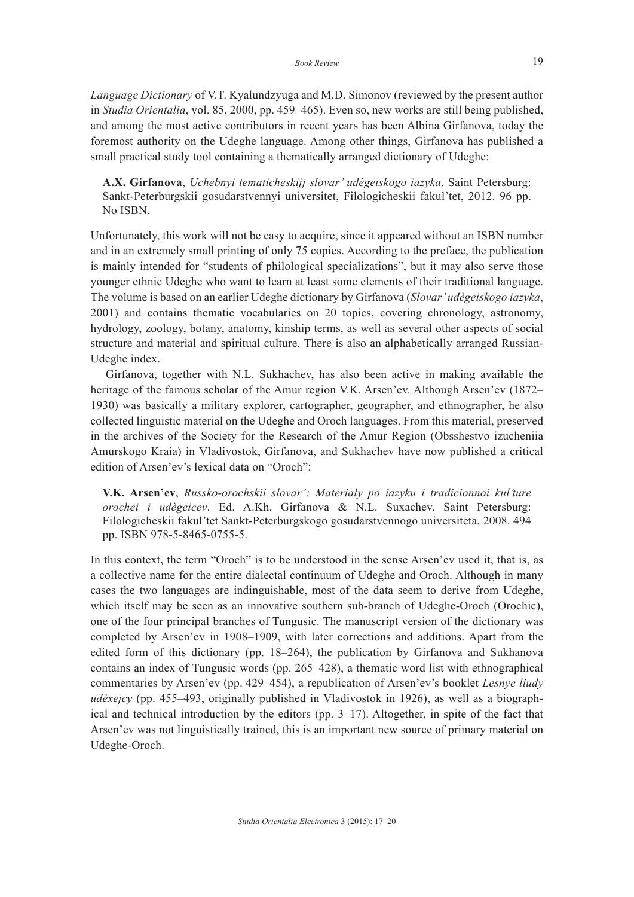*Language Dictionary* of V.T. Kyalundzyuga and M.D. Simonov (reviewed by the present author in *Studia Orientalia*, vol. 85, 2000, pp. 459–465). Even so, new works are still being published, and among the most active contributors in recent years has been Albina Girfanova, today the foremost authority on the Udeghe language. Among other things, Girfanova has published a small practical study tool containing a thematically arranged dictionary of Udeghe:

> **A.X. Girfanova**, *Uchebnyi tematicheskijj slovar' udègeiskogo iazyka*. Saint Petersburg: Sankt-Peterburgskii gosudarstvennyi universitet, Filologicheskii fakul'tet, 2012. 96 pp. No ISBN.

Unfortunately, this work will not be easy to acquire, since it appeared without an ISBN number and in an extremely small printing of only 75 copies. According to the preface, the publication is mainly intended for "students of philological specializations", but it may also serve those younger ethnic Udeghe who want to learn at least some elements of their traditional language. The volume is based on an earlier Udeghe dictionary by Girfanova (*Slovar' udègeiskogo iazyka*, 2001) and contains thematic vocabularies on 20 topics, covering chronology, astronomy, hydrology, zoology, botany, anatomy, kinship terms, as well as several other aspects of social structure and material and spiritual culture. There is also an alphabetically arranged Russian-Udeghe index.

Girfanova, together with N.L. Sukhachev, has also been active in making available the heritage of the famous scholar of the Amur region V.K. Arsen'ev. Although Arsen'ev (1872–1930) was basically a military explorer, cartographer, geographer, and ethnographer, he also collected linguistic material on the Udeghe and Oroch languages. From this material, preserved in the archives of the Society for the Research of the Amur Region (Obsshestvo izucheniia Amurskogo Kraia) in Vladivostok, Girfanova, and Sukhachev have now published a critical edition of Arsen'ev's lexical data on "Oroch":

> **V.K. Arsen'ev**, *Russko-orochskii slovar': Materialy po iazyku i tradicionnoi kul'ture orochei i udègeicev*. Ed. A.Kh. Girfanova & N.L. Suxachev. Saint Petersburg: Filologicheskii fakul'tet Sankt-Peterburgskogo gosudarstvennogo universiteta, 2008. 494 pp. ISBN 978-5-8465-0755-5.

In this context, the term "Oroch" is to be understood in the sense Arsen'ev used it, that is, as a collective name for the entire dialectal continuum of Udeghe and Oroch. Although in many cases the two languages are indinguishable, most of the data seem to derive from Udeghe, which itself may be seen as an innovative southern sub-branch of Udeghe-Oroch (Orochic), one of the four principal branches of Tungusic. The manuscript version of the dictionary was completed by Arsen'ev in 1908–1909, with later corrections and additions. Apart from the edited form of this dictionary (pp. 18–264), the publication by Girfanova and Sukhanova contains an index of Tungusic words (pp. 265–428), a thematic word list with ethnographical commentaries by Arsen'ev (pp. 429–454), a republication of Arsen'ev's booklet *Lesnye liudy udèxejcy* (pp. 455–493, originally published in Vladivostok in 1926), as well as a biographical and technical introduction by the editors (pp. 3–17). Altogether, in spite of the fact that Arsen'ev was not linguistically trained, this is an important new source of primary material on Udeghe-Oroch.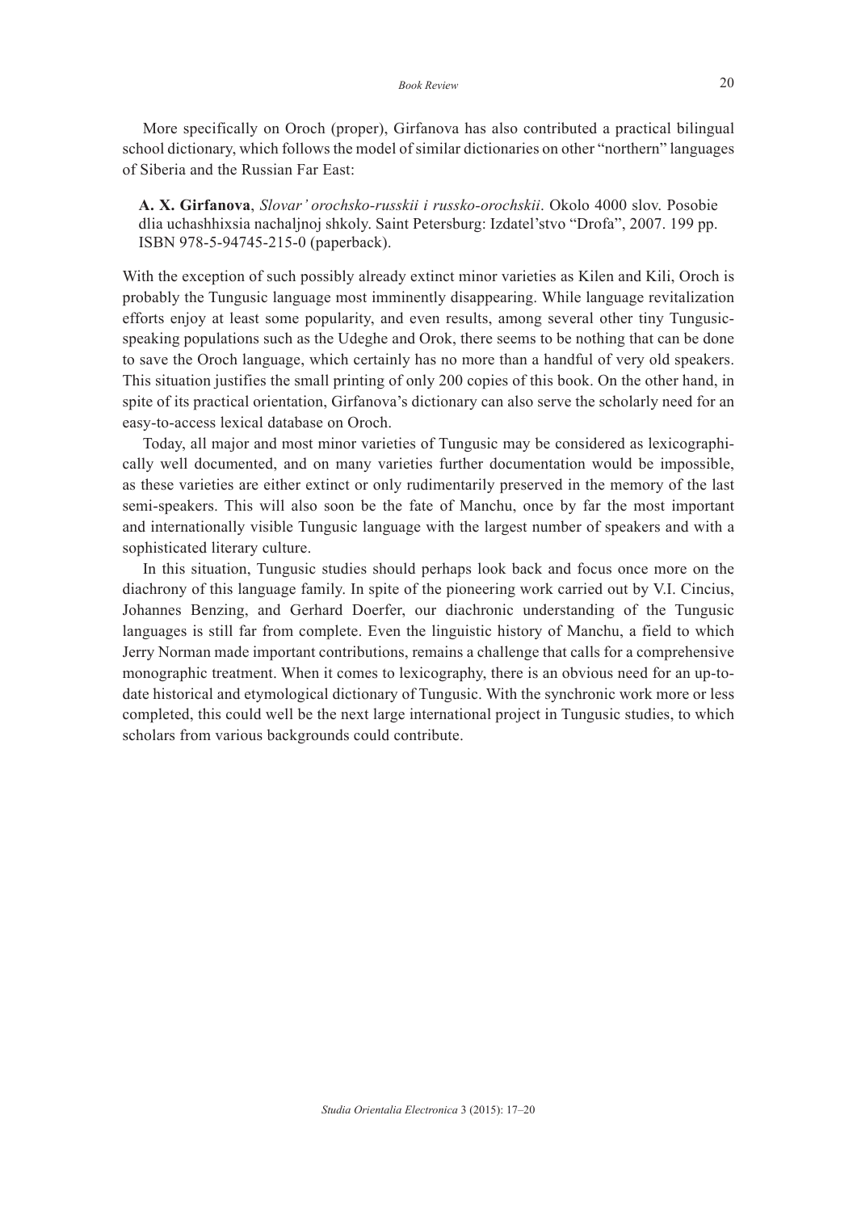More specifically on Oroch (proper), Girfanova has also contributed a practical bilingual school dictionary, which follows the model of similar dictionaries on other "northern" languages of Siberia and the Russian Far East:

> **A. X. Girfanova**, *Slovar' orochsko-russkii i russko-orochskii*. Okolo 4000 slov. Posobie dlia uchashhixsia nachaljnoj shkoly. Saint Petersburg: Izdatel'stvo "Drofa", 2007. 199 pp. ISBN 978-5-94745-215-0 (paperback).

With the exception of such possibly already extinct minor varieties as Kilen and Kili, Oroch is probably the Tungusic language most imminently disappearing. While language revitalization efforts enjoy at least some popularity, and even results, among several other tiny Tungusic-speaking populations such as the Udeghe and Orok, there seems to be nothing that can be done to save the Oroch language, which certainly has no more than a handful of very old speakers. This situation justifies the small printing of only 200 copies of this book. On the other hand, in spite of its practical orientation, Girfanova's dictionary can also serve the scholarly need for an easy-to-access lexical database on Oroch.

Today, all major and most minor varieties of Tungusic may be considered as lexicographically well documented, and on many varieties further documentation would be impossible, as these varieties are either extinct or only rudimentarily preserved in the memory of the last semi-speakers. This will also soon be the fate of Manchu, once by far the most important and internationally visible Tungusic language with the largest number of speakers and with a sophisticated literary culture.

In this situation, Tungusic studies should perhaps look back and focus once more on the diachrony of this language family. In spite of the pioneering work carried out by V.I. Cincius, Johannes Benzing, and Gerhard Doerfer, our diachronic understanding of the Tungusic languages is still far from complete. Even the linguistic history of Manchu, a field to which Jerry Norman made important contributions, remains a challenge that calls for a comprehensive monographic treatment. When it comes to lexicography, there is an obvious need for an up-to-date historical and etymological dictionary of Tungusic. With the synchronic work more or less completed, this could well be the next large international project in Tungusic studies, to which scholars from various backgrounds could contribute.